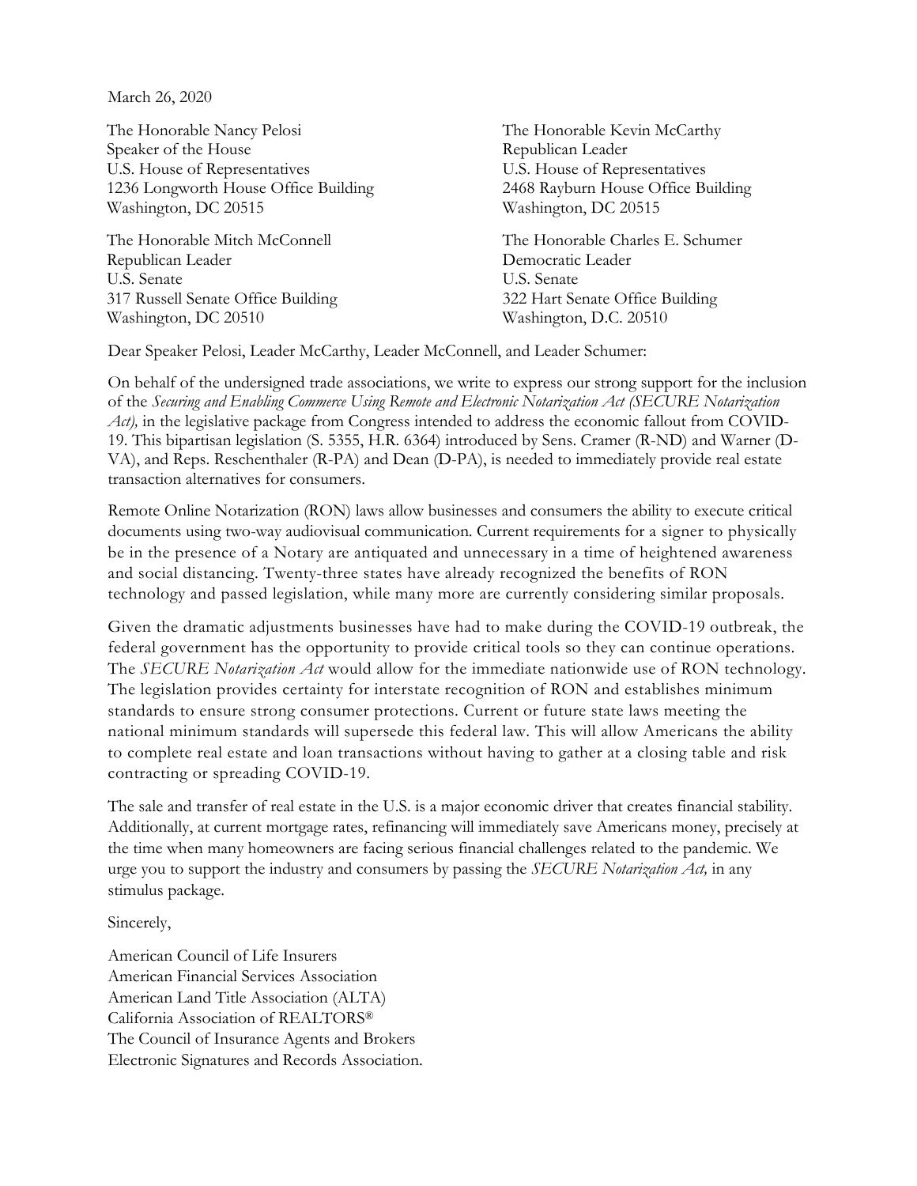March 26, 2020

The Honorable Nancy Pelosi
Speaker of the House
U.S. House of Representatives
1236 Longworth House Office Building
Washington, DC 20515

The Honorable Kevin McCarthy
Republican Leader
U.S. House of Representatives
2468 Rayburn House Office Building
Washington, DC 20515

The Honorable Mitch McConnell
Republican Leader
U.S. Senate
317 Russell Senate Office Building
Washington, DC 20510

The Honorable Charles E. Schumer
Democratic Leader
U.S. Senate
322 Hart Senate Office Building
Washington, D.C. 20510

Dear Speaker Pelosi, Leader McCarthy, Leader McConnell, and Leader Schumer:

On behalf of the undersigned trade associations, we write to express our strong support for the inclusion of the *Securing and Enabling Commerce Using Remote and Electronic Notarization Act (SECURE Notarization Act),* in the legislative package from Congress intended to address the economic fallout from COVID-19. This bipartisan legislation (S. 5355, H.R. 6364) introduced by Sens. Cramer (R-ND) and Warner (D-VA), and Reps. Reschenthaler (R-PA) and Dean (D-PA), is needed to immediately provide real estate transaction alternatives for consumers.

Remote Online Notarization (RON) laws allow businesses and consumers the ability to execute critical documents using two-way audiovisual communication. Current requirements for a signer to physically be in the presence of a Notary are antiquated and unnecessary in a time of heightened awareness and social distancing. Twenty-three states have already recognized the benefits of RON technology and passed legislation, while many more are currently considering similar proposals.

Given the dramatic adjustments businesses have had to make during the COVID-19 outbreak, the federal government has the opportunity to provide critical tools so they can continue operations. The *SECURE Notarization Act* would allow for the immediate nationwide use of RON technology. The legislation provides certainty for interstate recognition of RON and establishes minimum standards to ensure strong consumer protections. Current or future state laws meeting the national minimum standards will supersede this federal law. This will allow Americans the ability to complete real estate and loan transactions without having to gather at a closing table and risk contracting or spreading COVID-19.

The sale and transfer of real estate in the U.S. is a major economic driver that creates financial stability. Additionally, at current mortgage rates, refinancing will immediately save Americans money, precisely at the time when many homeowners are facing serious financial challenges related to the pandemic. We urge you to support the industry and consumers by passing the *SECURE Notarization Act,* in any stimulus package.

Sincerely,

American Council of Life Insurers
American Financial Services Association
American Land Title Association (ALTA)
California Association of REALTORS®
The Council of Insurance Agents and Brokers
Electronic Signatures and Records Association.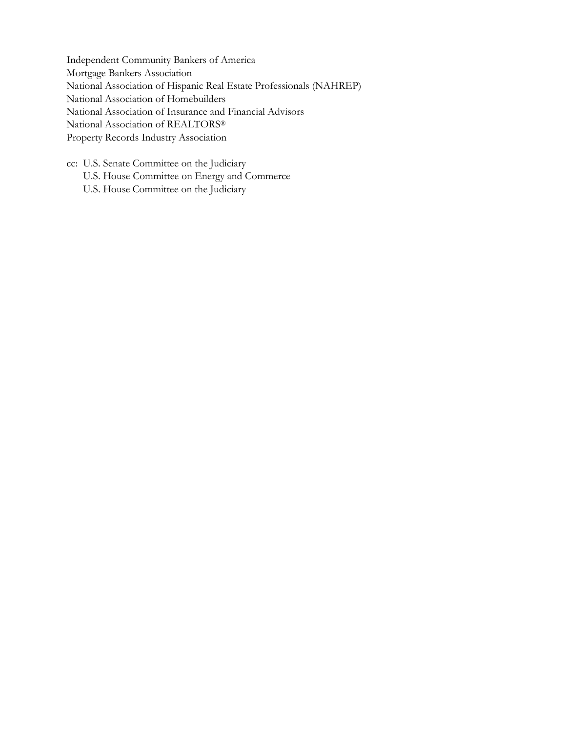Independent Community Bankers of America
Mortgage Bankers Association
National Association of Hispanic Real Estate Professionals (NAHREP)
National Association of Homebuilders
National Association of Insurance and Financial Advisors
National Association of REALTORS®
Property Records Industry Association

cc: U.S. Senate Committee on the Judiciary
U.S. House Committee on Energy and Commerce
U.S. House Committee on the Judiciary